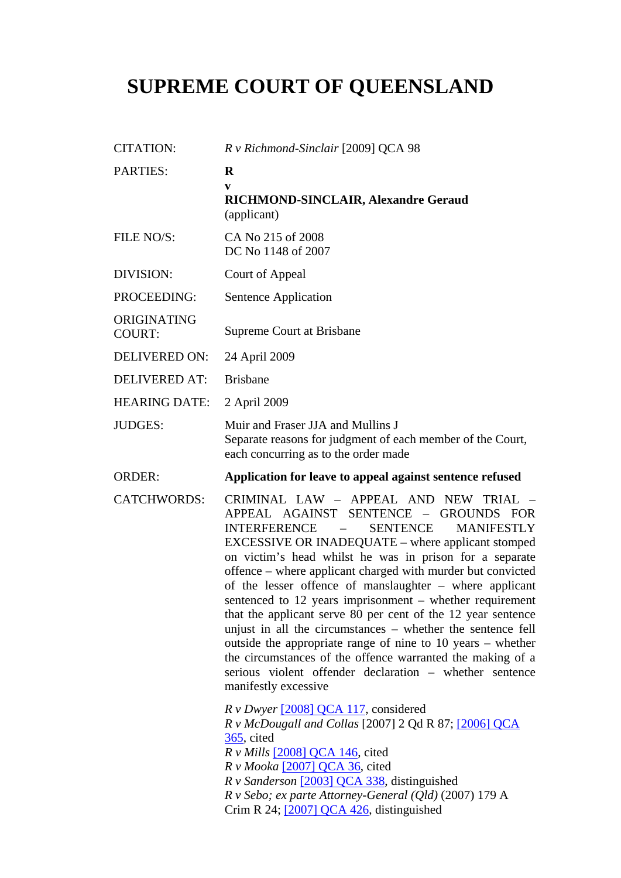# SUPREME COURT OF QUEENSLAND

| | |
|---|---|
| CITATION: | *R v Richmond-Sinclair* [2009] QCA 98 |
| PARTIES: | **R**<br>**v**<br>**RICHMOND-SINCLAIR, Alexandre Geraud**<br>(applicant) |
| FILE NO/S: | CA No 215 of 2008<br>DC No 1148 of 2007 |
| DIVISION: | Court of Appeal |
| PROCEEDING: | Sentence Application |
| ORIGINATING COURT: | Supreme Court at Brisbane |
| DELIVERED ON: | 24 April 2009 |
| DELIVERED AT: | Brisbane |
| HEARING DATE: | 2 April 2009 |
| JUDGES: | Muir and Fraser JJA and Mullins J<br>Separate reasons for judgment of each member of the Court, each concurring as to the order made |
| ORDER: | **Application for leave to appeal against sentence refused** |
| CATCHWORDS: | CRIMINAL LAW – APPEAL AND NEW TRIAL – APPEAL AGAINST SENTENCE – GROUNDS FOR INTERFERENCE – SENTENCE MANIFESTLY EXCESSIVE OR INADEQUATE – where applicant stomped on victim's head whilst he was in prison for a separate offence – where applicant charged with murder but convicted of the lesser offence of manslaughter – where applicant sentenced to 12 years imprisonment – whether requirement that the applicant serve 80 per cent of the 12 year sentence unjust in all the circumstances – whether the sentence fell outside the appropriate range of nine to 10 years – whether the circumstances of the offence warranted the making of a serious violent offender declaration – whether sentence manifestly excessive<br><br>*R v Dwyer* [2008] QCA 117, considered<br>*R v McDougall and Collas* [2007] 2 Qd R 87; [2006] QCA 365, cited<br>*R v Mills* [2008] QCA 146, cited<br>*R v Mooka* [2007] QCA 36, cited<br>*R v Sanderson* [2003] QCA 338, distinguished<br>*R v Sebo; ex parte Attorney-General (Qld)* (2007) 179 A Crim R 24; [2007] QCA 426, distinguished |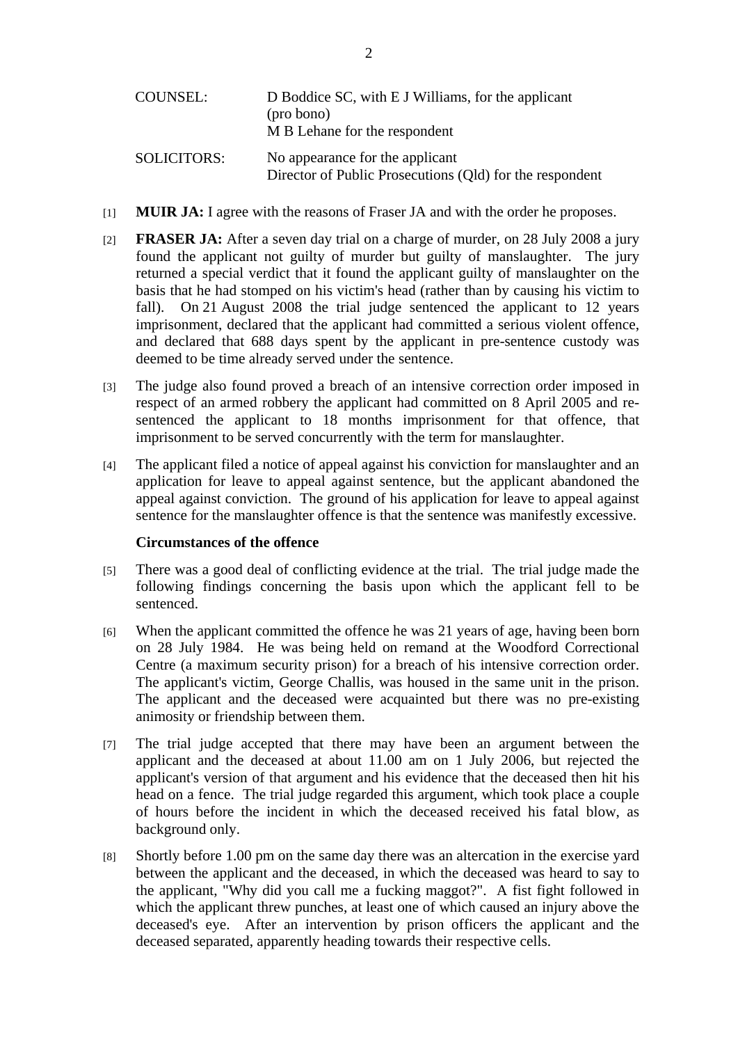| COUNSEL: | D Boddice SC, with E J Williams, for the applicant (pro bono)<br>M B Lehane for the respondent |
|---|---|
| SOLICITORS: | No appearance for the applicant<br>Director of Public Prosecutions (Qld) for the respondent |

[1] **MUIR JA:** I agree with the reasons of Fraser JA and with the order he proposes.

[2] **FRASER JA:** After a seven day trial on a charge of murder, on 28 July 2008 a jury found the applicant not guilty of murder but guilty of manslaughter. The jury returned a special verdict that it found the applicant guilty of manslaughter on the basis that he had stomped on his victim's head (rather than by causing his victim to fall). On 21 August 2008 the trial judge sentenced the applicant to 12 years imprisonment, declared that the applicant had committed a serious violent offence, and declared that 688 days spent by the applicant in pre-sentence custody was deemed to be time already served under the sentence.

[3] The judge also found proved a breach of an intensive correction order imposed in respect of an armed robbery the applicant had committed on 8 April 2005 and re-sentenced the applicant to 18 months imprisonment for that offence, that imprisonment to be served concurrently with the term for manslaughter.

[4] The applicant filed a notice of appeal against his conviction for manslaughter and an application for leave to appeal against sentence, but the applicant abandoned the appeal against conviction. The ground of his application for leave to appeal against sentence for the manslaughter offence is that the sentence was manifestly excessive.

**Circumstances of the offence**

[5] There was a good deal of conflicting evidence at the trial. The trial judge made the following findings concerning the basis upon which the applicant fell to be sentenced.

[6] When the applicant committed the offence he was 21 years of age, having been born on 28 July 1984. He was being held on remand at the Woodford Correctional Centre (a maximum security prison) for a breach of his intensive correction order. The applicant's victim, George Challis, was housed in the same unit in the prison. The applicant and the deceased were acquainted but there was no pre-existing animosity or friendship between them.

[7] The trial judge accepted that there may have been an argument between the applicant and the deceased at about 11.00 am on 1 July 2006, but rejected the applicant's version of that argument and his evidence that the deceased then hit his head on a fence. The trial judge regarded this argument, which took place a couple of hours before the incident in which the deceased received his fatal blow, as background only.

[8] Shortly before 1.00 pm on the same day there was an altercation in the exercise yard between the applicant and the deceased, in which the deceased was heard to say to the applicant, "Why did you call me a fucking maggot?". A fist fight followed in which the applicant threw punches, at least one of which caused an injury above the deceased's eye. After an intervention by prison officers the applicant and the deceased separated, apparently heading towards their respective cells.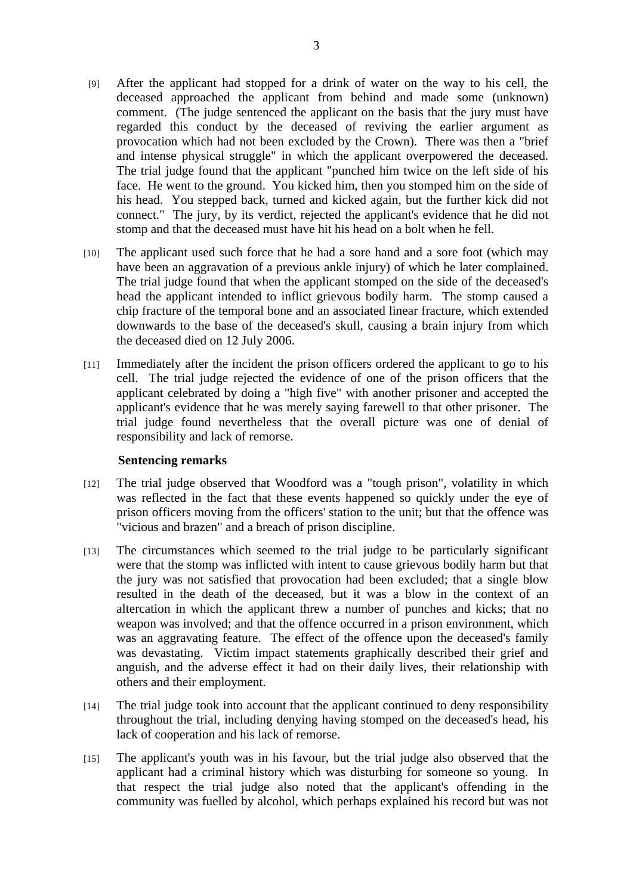[9] After the applicant had stopped for a drink of water on the way to his cell, the deceased approached the applicant from behind and made some (unknown) comment. (The judge sentenced the applicant on the basis that the jury must have regarded this conduct by the deceased of reviving the earlier argument as provocation which had not been excluded by the Crown). There was then a "brief and intense physical struggle" in which the applicant overpowered the deceased. The trial judge found that the applicant "punched him twice on the left side of his face. He went to the ground. You kicked him, then you stomped him on the side of his head. You stepped back, turned and kicked again, but the further kick did not connect." The jury, by its verdict, rejected the applicant's evidence that he did not stomp and that the deceased must have hit his head on a bolt when he fell.

[10] The applicant used such force that he had a sore hand and a sore foot (which may have been an aggravation of a previous ankle injury) of which he later complained. The trial judge found that when the applicant stomped on the side of the deceased's head the applicant intended to inflict grievous bodily harm. The stomp caused a chip fracture of the temporal bone and an associated linear fracture, which extended downwards to the base of the deceased's skull, causing a brain injury from which the deceased died on 12 July 2006.

[11] Immediately after the incident the prison officers ordered the applicant to go to his cell. The trial judge rejected the evidence of one of the prison officers that the applicant celebrated by doing a "high five" with another prisoner and accepted the applicant's evidence that he was merely saying farewell to that other prisoner. The trial judge found nevertheless that the overall picture was one of denial of responsibility and lack of remorse.

**Sentencing remarks**

[12] The trial judge observed that Woodford was a "tough prison", volatility in which was reflected in the fact that these events happened so quickly under the eye of prison officers moving from the officers' station to the unit; but that the offence was "vicious and brazen" and a breach of prison discipline.

[13] The circumstances which seemed to the trial judge to be particularly significant were that the stomp was inflicted with intent to cause grievous bodily harm but that the jury was not satisfied that provocation had been excluded; that a single blow resulted in the death of the deceased, but it was a blow in the context of an altercation in which the applicant threw a number of punches and kicks; that no weapon was involved; and that the offence occurred in a prison environment, which was an aggravating feature. The effect of the offence upon the deceased's family was devastating. Victim impact statements graphically described their grief and anguish, and the adverse effect it had on their daily lives, their relationship with others and their employment.

[14] The trial judge took into account that the applicant continued to deny responsibility throughout the trial, including denying having stomped on the deceased's head, his lack of cooperation and his lack of remorse.

[15] The applicant's youth was in his favour, but the trial judge also observed that the applicant had a criminal history which was disturbing for someone so young. In that respect the trial judge also noted that the applicant's offending in the community was fuelled by alcohol, which perhaps explained his record but was not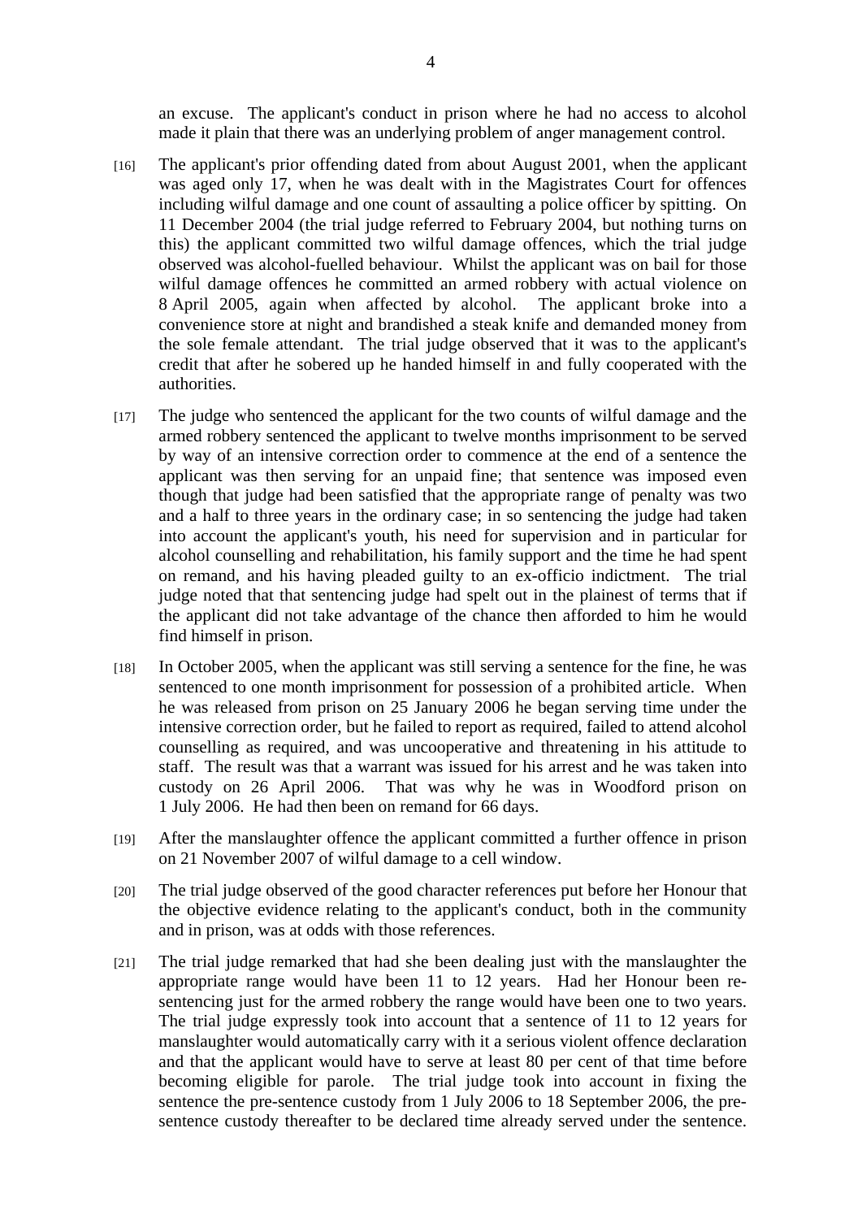an excuse. The applicant's conduct in prison where he had no access to alcohol made it plain that there was an underlying problem of anger management control.

[16] The applicant's prior offending dated from about August 2001, when the applicant was aged only 17, when he was dealt with in the Magistrates Court for offences including wilful damage and one count of assaulting a police officer by spitting. On 11 December 2004 (the trial judge referred to February 2004, but nothing turns on this) the applicant committed two wilful damage offences, which the trial judge observed was alcohol-fuelled behaviour. Whilst the applicant was on bail for those wilful damage offences he committed an armed robbery with actual violence on 8 April 2005, again when affected by alcohol. The applicant broke into a convenience store at night and brandished a steak knife and demanded money from the sole female attendant. The trial judge observed that it was to the applicant's credit that after he sobered up he handed himself in and fully cooperated with the authorities.

[17] The judge who sentenced the applicant for the two counts of wilful damage and the armed robbery sentenced the applicant to twelve months imprisonment to be served by way of an intensive correction order to commence at the end of a sentence the applicant was then serving for an unpaid fine; that sentence was imposed even though that judge had been satisfied that the appropriate range of penalty was two and a half to three years in the ordinary case; in so sentencing the judge had taken into account the applicant's youth, his need for supervision and in particular for alcohol counselling and rehabilitation, his family support and the time he had spent on remand, and his having pleaded guilty to an ex-officio indictment. The trial judge noted that that sentencing judge had spelt out in the plainest of terms that if the applicant did not take advantage of the chance then afforded to him he would find himself in prison.

[18] In October 2005, when the applicant was still serving a sentence for the fine, he was sentenced to one month imprisonment for possession of a prohibited article. When he was released from prison on 25 January 2006 he began serving time under the intensive correction order, but he failed to report as required, failed to attend alcohol counselling as required, and was uncooperative and threatening in his attitude to staff. The result was that a warrant was issued for his arrest and he was taken into custody on 26 April 2006. That was why he was in Woodford prison on 1 July 2006. He had then been on remand for 66 days.

[19] After the manslaughter offence the applicant committed a further offence in prison on 21 November 2007 of wilful damage to a cell window.

[20] The trial judge observed of the good character references put before her Honour that the objective evidence relating to the applicant's conduct, both in the community and in prison, was at odds with those references.

[21] The trial judge remarked that had she been dealing just with the manslaughter the appropriate range would have been 11 to 12 years. Had her Honour been re-sentencing just for the armed robbery the range would have been one to two years. The trial judge expressly took into account that a sentence of 11 to 12 years for manslaughter would automatically carry with it a serious violent offence declaration and that the applicant would have to serve at least 80 per cent of that time before becoming eligible for parole. The trial judge took into account in fixing the sentence the pre-sentence custody from 1 July 2006 to 18 September 2006, the pre-sentence custody thereafter to be declared time already served under the sentence.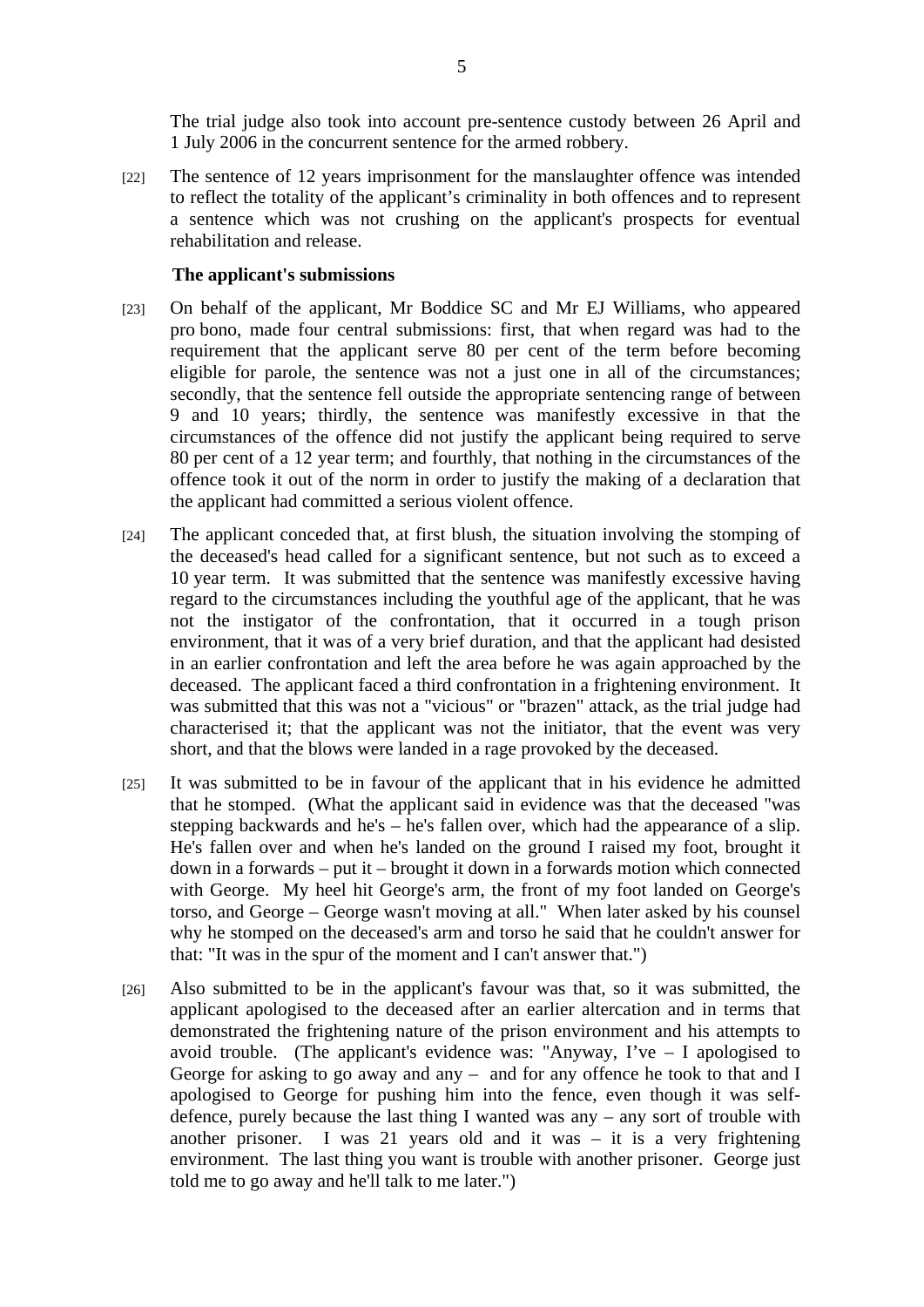The trial judge also took into account pre-sentence custody between 26 April and 1 July 2006 in the concurrent sentence for the armed robbery.

[22] The sentence of 12 years imprisonment for the manslaughter offence was intended to reflect the totality of the applicant's criminality in both offences and to represent a sentence which was not crushing on the applicant's prospects for eventual rehabilitation and release.

**The applicant's submissions**

[23] On behalf of the applicant, Mr Boddice SC and Mr EJ Williams, who appeared pro bono, made four central submissions: first, that when regard was had to the requirement that the applicant serve 80 per cent of the term before becoming eligible for parole, the sentence was not a just one in all of the circumstances; secondly, that the sentence fell outside the appropriate sentencing range of between 9 and 10 years; thirdly, the sentence was manifestly excessive in that the circumstances of the offence did not justify the applicant being required to serve 80 per cent of a 12 year term; and fourthly, that nothing in the circumstances of the offence took it out of the norm in order to justify the making of a declaration that the applicant had committed a serious violent offence.

[24] The applicant conceded that, at first blush, the situation involving the stomping of the deceased's head called for a significant sentence, but not such as to exceed a 10 year term. It was submitted that the sentence was manifestly excessive having regard to the circumstances including the youthful age of the applicant, that he was not the instigator of the confrontation, that it occurred in a tough prison environment, that it was of a very brief duration, and that the applicant had desisted in an earlier confrontation and left the area before he was again approached by the deceased. The applicant faced a third confrontation in a frightening environment. It was submitted that this was not a "vicious" or "brazen" attack, as the trial judge had characterised it; that the applicant was not the initiator, that the event was very short, and that the blows were landed in a rage provoked by the deceased.

[25] It was submitted to be in favour of the applicant that in his evidence he admitted that he stomped. (What the applicant said in evidence was that the deceased "was stepping backwards and he's – he's fallen over, which had the appearance of a slip. He's fallen over and when he's landed on the ground I raised my foot, brought it down in a forwards – put it – brought it down in a forwards motion which connected with George. My heel hit George's arm, the front of my foot landed on George's torso, and George – George wasn't moving at all." When later asked by his counsel why he stomped on the deceased's arm and torso he said that he couldn't answer for that: "It was in the spur of the moment and I can't answer that.")

[26] Also submitted to be in the applicant's favour was that, so it was submitted, the applicant apologised to the deceased after an earlier altercation and in terms that demonstrated the frightening nature of the prison environment and his attempts to avoid trouble. (The applicant's evidence was: "Anyway, I've – I apologised to George for asking to go away and any – and for any offence he took to that and I apologised to George for pushing him into the fence, even though it was self-defence, purely because the last thing I wanted was any – any sort of trouble with another prisoner. I was 21 years old and it was – it is a very frightening environment. The last thing you want is trouble with another prisoner. George just told me to go away and he'll talk to me later.")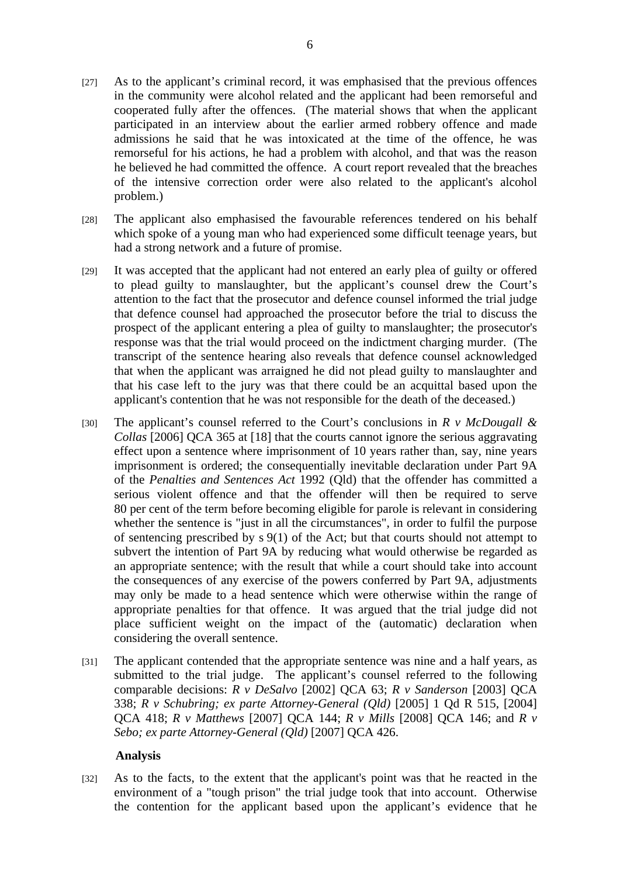[27] As to the applicant's criminal record, it was emphasised that the previous offences in the community were alcohol related and the applicant had been remorseful and cooperated fully after the offences. (The material shows that when the applicant participated in an interview about the earlier armed robbery offence and made admissions he said that he was intoxicated at the time of the offence, he was remorseful for his actions, he had a problem with alcohol, and that was the reason he believed he had committed the offence. A court report revealed that the breaches of the intensive correction order were also related to the applicant's alcohol problem.)

[28] The applicant also emphasised the favourable references tendered on his behalf which spoke of a young man who had experienced some difficult teenage years, but had a strong network and a future of promise.

[29] It was accepted that the applicant had not entered an early plea of guilty or offered to plead guilty to manslaughter, but the applicant's counsel drew the Court's attention to the fact that the prosecutor and defence counsel informed the trial judge that defence counsel had approached the prosecutor before the trial to discuss the prospect of the applicant entering a plea of guilty to manslaughter; the prosecutor's response was that the trial would proceed on the indictment charging murder. (The transcript of the sentence hearing also reveals that defence counsel acknowledged that when the applicant was arraigned he did not plead guilty to manslaughter and that his case left to the jury was that there could be an acquittal based upon the applicant's contention that he was not responsible for the death of the deceased.)

[30] The applicant's counsel referred to the Court's conclusions in *R v McDougall & Collas* [2006] QCA 365 at [18] that the courts cannot ignore the serious aggravating effect upon a sentence where imprisonment of 10 years rather than, say, nine years imprisonment is ordered; the consequentially inevitable declaration under Part 9A of the *Penalties and Sentences Act* 1992 (Qld) that the offender has committed a serious violent offence and that the offender will then be required to serve 80 per cent of the term before becoming eligible for parole is relevant in considering whether the sentence is "just in all the circumstances", in order to fulfil the purpose of sentencing prescribed by s 9(1) of the Act; but that courts should not attempt to subvert the intention of Part 9A by reducing what would otherwise be regarded as an appropriate sentence; with the result that while a court should take into account the consequences of any exercise of the powers conferred by Part 9A, adjustments may only be made to a head sentence which were otherwise within the range of appropriate penalties for that offence. It was argued that the trial judge did not place sufficient weight on the impact of the (automatic) declaration when considering the overall sentence.

[31] The applicant contended that the appropriate sentence was nine and a half years, as submitted to the trial judge. The applicant's counsel referred to the following comparable decisions: *R v DeSalvo* [2002] QCA 63; *R v Sanderson* [2003] QCA 338; *R v Schubring; ex parte Attorney-General (Qld)* [2005] 1 Qd R 515, [2004] QCA 418; *R v Matthews* [2007] QCA 144; *R v Mills* [2008] QCA 146; and *R v Sebo; ex parte Attorney-General (Qld)* [2007] QCA 426.

**Analysis**

[32] As to the facts, to the extent that the applicant's point was that he reacted in the environment of a "tough prison" the trial judge took that into account. Otherwise the contention for the applicant based upon the applicant's evidence that he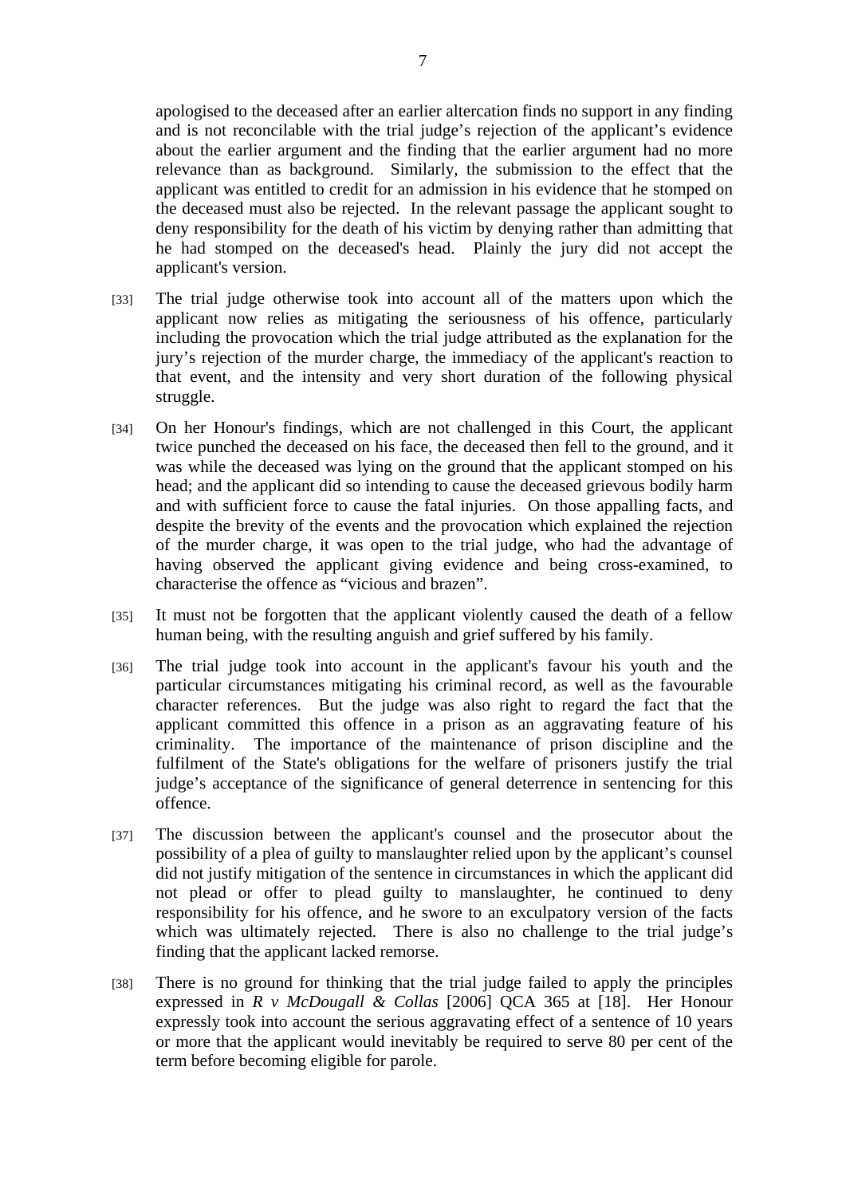apologised to the deceased after an earlier altercation finds no support in any finding and is not reconcilable with the trial judge's rejection of the applicant's evidence about the earlier argument and the finding that the earlier argument had no more relevance than as background. Similarly, the submission to the effect that the applicant was entitled to credit for an admission in his evidence that he stomped on the deceased must also be rejected. In the relevant passage the applicant sought to deny responsibility for the death of his victim by denying rather than admitting that he had stomped on the deceased's head. Plainly the jury did not accept the applicant's version.

[33] The trial judge otherwise took into account all of the matters upon which the applicant now relies as mitigating the seriousness of his offence, particularly including the provocation which the trial judge attributed as the explanation for the jury's rejection of the murder charge, the immediacy of the applicant's reaction to that event, and the intensity and very short duration of the following physical struggle.

[34] On her Honour's findings, which are not challenged in this Court, the applicant twice punched the deceased on his face, the deceased then fell to the ground, and it was while the deceased was lying on the ground that the applicant stomped on his head; and the applicant did so intending to cause the deceased grievous bodily harm and with sufficient force to cause the fatal injuries. On those appalling facts, and despite the brevity of the events and the provocation which explained the rejection of the murder charge, it was open to the trial judge, who had the advantage of having observed the applicant giving evidence and being cross-examined, to characterise the offence as "vicious and brazen".

[35] It must not be forgotten that the applicant violently caused the death of a fellow human being, with the resulting anguish and grief suffered by his family.

[36] The trial judge took into account in the applicant's favour his youth and the particular circumstances mitigating his criminal record, as well as the favourable character references. But the judge was also right to regard the fact that the applicant committed this offence in a prison as an aggravating feature of his criminality. The importance of the maintenance of prison discipline and the fulfilment of the State's obligations for the welfare of prisoners justify the trial judge's acceptance of the significance of general deterrence in sentencing for this offence.

[37] The discussion between the applicant's counsel and the prosecutor about the possibility of a plea of guilty to manslaughter relied upon by the applicant's counsel did not justify mitigation of the sentence in circumstances in which the applicant did not plead or offer to plead guilty to manslaughter, he continued to deny responsibility for his offence, and he swore to an exculpatory version of the facts which was ultimately rejected. There is also no challenge to the trial judge's finding that the applicant lacked remorse.

[38] There is no ground for thinking that the trial judge failed to apply the principles expressed in *R v McDougall & Collas* [2006] QCA 365 at [18]. Her Honour expressly took into account the serious aggravating effect of a sentence of 10 years or more that the applicant would inevitably be required to serve 80 per cent of the term before becoming eligible for parole.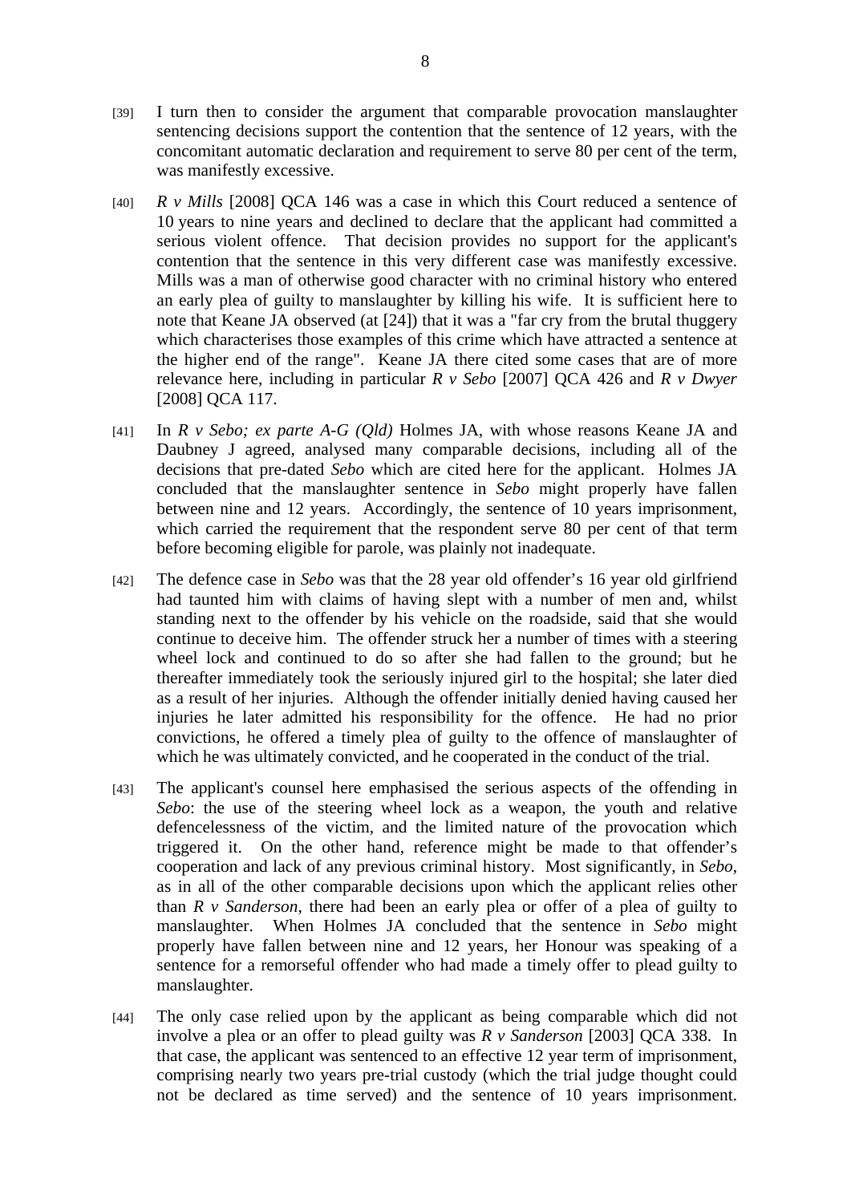[39] I turn then to consider the argument that comparable provocation manslaughter sentencing decisions support the contention that the sentence of 12 years, with the concomitant automatic declaration and requirement to serve 80 per cent of the term, was manifestly excessive.

[40] *R v Mills* [2008] QCA 146 was a case in which this Court reduced a sentence of 10 years to nine years and declined to declare that the applicant had committed a serious violent offence. That decision provides no support for the applicant's contention that the sentence in this very different case was manifestly excessive. Mills was a man of otherwise good character with no criminal history who entered an early plea of guilty to manslaughter by killing his wife. It is sufficient here to note that Keane JA observed (at [24]) that it was a "far cry from the brutal thuggery which characterises those examples of this crime which have attracted a sentence at the higher end of the range". Keane JA there cited some cases that are of more relevance here, including in particular *R v Sebo* [2007] QCA 426 and *R v Dwyer* [2008] QCA 117.

[41] In *R v Sebo; ex parte A-G (Qld)* Holmes JA, with whose reasons Keane JA and Daubney J agreed, analysed many comparable decisions, including all of the decisions that pre-dated *Sebo* which are cited here for the applicant. Holmes JA concluded that the manslaughter sentence in *Sebo* might properly have fallen between nine and 12 years. Accordingly, the sentence of 10 years imprisonment, which carried the requirement that the respondent serve 80 per cent of that term before becoming eligible for parole, was plainly not inadequate.

[42] The defence case in *Sebo* was that the 28 year old offender's 16 year old girlfriend had taunted him with claims of having slept with a number of men and, whilst standing next to the offender by his vehicle on the roadside, said that she would continue to deceive him. The offender struck her a number of times with a steering wheel lock and continued to do so after she had fallen to the ground; but he thereafter immediately took the seriously injured girl to the hospital; she later died as a result of her injuries. Although the offender initially denied having caused her injuries he later admitted his responsibility for the offence. He had no prior convictions, he offered a timely plea of guilty to the offence of manslaughter of which he was ultimately convicted, and he cooperated in the conduct of the trial.

[43] The applicant's counsel here emphasised the serious aspects of the offending in *Sebo*: the use of the steering wheel lock as a weapon, the youth and relative defencelessness of the victim, and the limited nature of the provocation which triggered it. On the other hand, reference might be made to that offender's cooperation and lack of any previous criminal history. Most significantly, in *Sebo*, as in all of the other comparable decisions upon which the applicant relies other than *R v Sanderson*, there had been an early plea or offer of a plea of guilty to manslaughter. When Holmes JA concluded that the sentence in *Sebo* might properly have fallen between nine and 12 years, her Honour was speaking of a sentence for a remorseful offender who had made a timely offer to plead guilty to manslaughter.

[44] The only case relied upon by the applicant as being comparable which did not involve a plea or an offer to plead guilty was *R v Sanderson* [2003] QCA 338. In that case, the applicant was sentenced to an effective 12 year term of imprisonment, comprising nearly two years pre-trial custody (which the trial judge thought could not be declared as time served) and the sentence of 10 years imprisonment.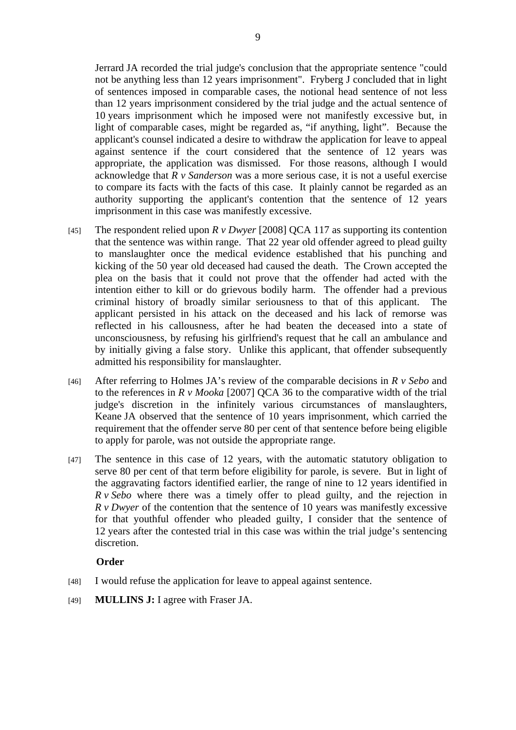Jerrard JA recorded the trial judge's conclusion that the appropriate sentence "could not be anything less than 12 years imprisonment". Fryberg J concluded that in light of sentences imposed in comparable cases, the notional head sentence of not less than 12 years imprisonment considered by the trial judge and the actual sentence of 10 years imprisonment which he imposed were not manifestly excessive but, in light of comparable cases, might be regarded as, "if anything, light". Because the applicant's counsel indicated a desire to withdraw the application for leave to appeal against sentence if the court considered that the sentence of 12 years was appropriate, the application was dismissed. For those reasons, although I would acknowledge that *R v Sanderson* was a more serious case, it is not a useful exercise to compare its facts with the facts of this case. It plainly cannot be regarded as an authority supporting the applicant's contention that the sentence of 12 years imprisonment in this case was manifestly excessive.

[45] The respondent relied upon *R v Dwyer* [2008] QCA 117 as supporting its contention that the sentence was within range. That 22 year old offender agreed to plead guilty to manslaughter once the medical evidence established that his punching and kicking of the 50 year old deceased had caused the death. The Crown accepted the plea on the basis that it could not prove that the offender had acted with the intention either to kill or do grievous bodily harm. The offender had a previous criminal history of broadly similar seriousness to that of this applicant. The applicant persisted in his attack on the deceased and his lack of remorse was reflected in his callousness, after he had beaten the deceased into a state of unconsciousness, by refusing his girlfriend's request that he call an ambulance and by initially giving a false story. Unlike this applicant, that offender subsequently admitted his responsibility for manslaughter.

[46] After referring to Holmes JA's review of the comparable decisions in *R v Sebo* and to the references in *R v Mooka* [2007] QCA 36 to the comparative width of the trial judge's discretion in the infinitely various circumstances of manslaughters, Keane JA observed that the sentence of 10 years imprisonment, which carried the requirement that the offender serve 80 per cent of that sentence before being eligible to apply for parole, was not outside the appropriate range.

[47] The sentence in this case of 12 years, with the automatic statutory obligation to serve 80 per cent of that term before eligibility for parole, is severe. But in light of the aggravating factors identified earlier, the range of nine to 12 years identified in *R v Sebo* where there was a timely offer to plead guilty, and the rejection in *R v Dwyer* of the contention that the sentence of 10 years was manifestly excessive for that youthful offender who pleaded guilty, I consider that the sentence of 12 years after the contested trial in this case was within the trial judge's sentencing discretion.

**Order**

[48] I would refuse the application for leave to appeal against sentence.

[49] **MULLINS J:** I agree with Fraser JA.